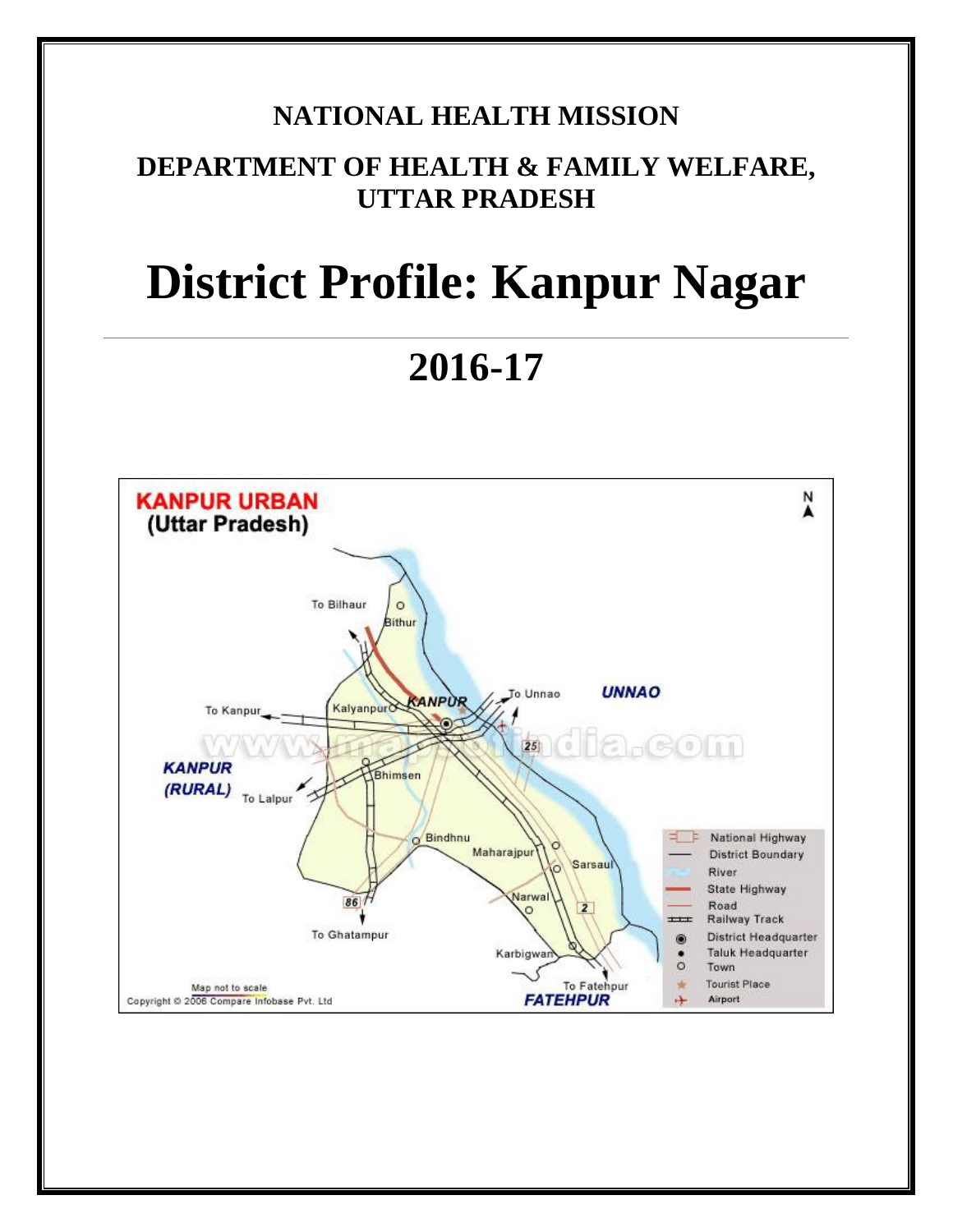**NATIONAL HEALTH MISSION**

**DEPARTMENT OF HEALTH & FAMILY WELFARE, UTTAR PRADESH**

# District Profile: Kanpur Nagar

## 2016-17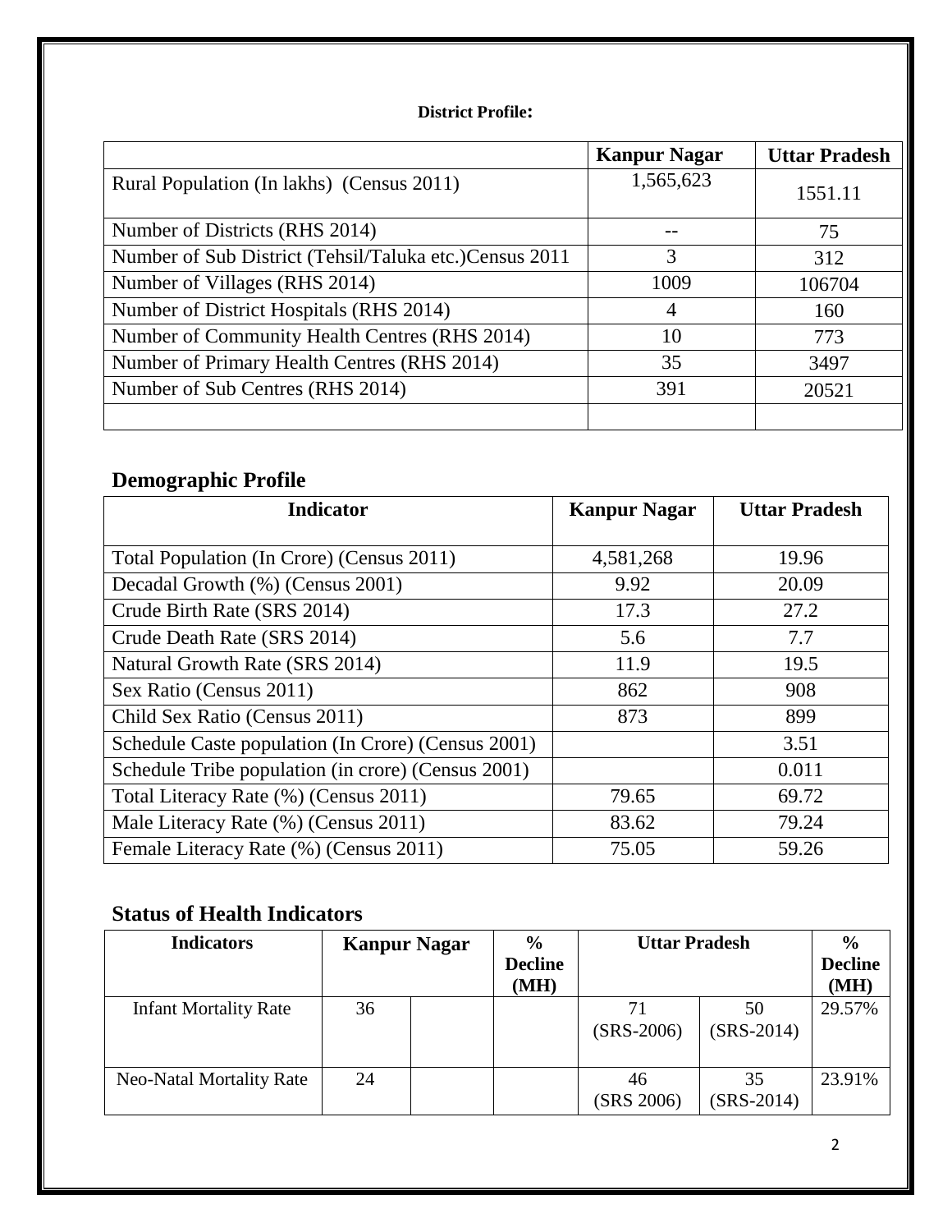**District Profile:**

| | Kanpur Nagar | Uttar Pradesh |
|---|---|---|
| Rural Population (In lakhs) (Census 2011) | 1,565,623 | 1551.11 |
| Number of Districts (RHS 2014) | -- | 75 |
| Number of Sub District (Tehsil/Taluka etc.)Census 2011 | 3 | 312 |
| Number of Villages (RHS 2014) | 1009 | 106704 |
| Number of District Hospitals (RHS 2014) | 4 | 160 |
| Number of Community Health Centres (RHS 2014) | 10 | 773 |
| Number of Primary Health Centres (RHS 2014) | 35 | 3497 |
| Number of Sub Centres (RHS 2014) | 391 | 20521 |
| | | |

## Demographic Profile

| Indicator | Kanpur Nagar | Uttar Pradesh |
|---|---|---|
| Total Population (In Crore) (Census 2011) | 4,581,268 | 19.96 |
| Decadal Growth (%) (Census 2001) | 9.92 | 20.09 |
| Crude Birth Rate (SRS 2014) | 17.3 | 27.2 |
| Crude Death Rate (SRS 2014) | 5.6 | 7.7 |
| Natural Growth Rate (SRS 2014) | 11.9 | 19.5 |
| Sex Ratio (Census 2011) | 862 | 908 |
| Child Sex Ratio (Census 2011) | 873 | 899 |
| Schedule Caste population (In Crore) (Census 2001) | | 3.51 |
| Schedule Tribe population (in crore) (Census 2001) | | 0.011 |
| Total Literacy Rate (%) (Census 2011) | 79.65 | 69.72 |
| Male Literacy Rate (%) (Census 2011) | 83.62 | 79.24 |
| Female Literacy Rate (%) (Census 2011) | 75.05 | 59.26 |

## Status of Health Indicators

| Indicators | Kanpur Nagar | | % Decline (MH) | Uttar Pradesh | | % Decline (MH) |
|---|---|---|---|---|---|---|
| Infant Mortality Rate | 36 | | | 71 (SRS-2006) | 50 (SRS-2014) | 29.57% |
| Neo-Natal Mortality Rate | 24 | | | 46 (SRS 2006) | 35 (SRS-2014) | 23.91% |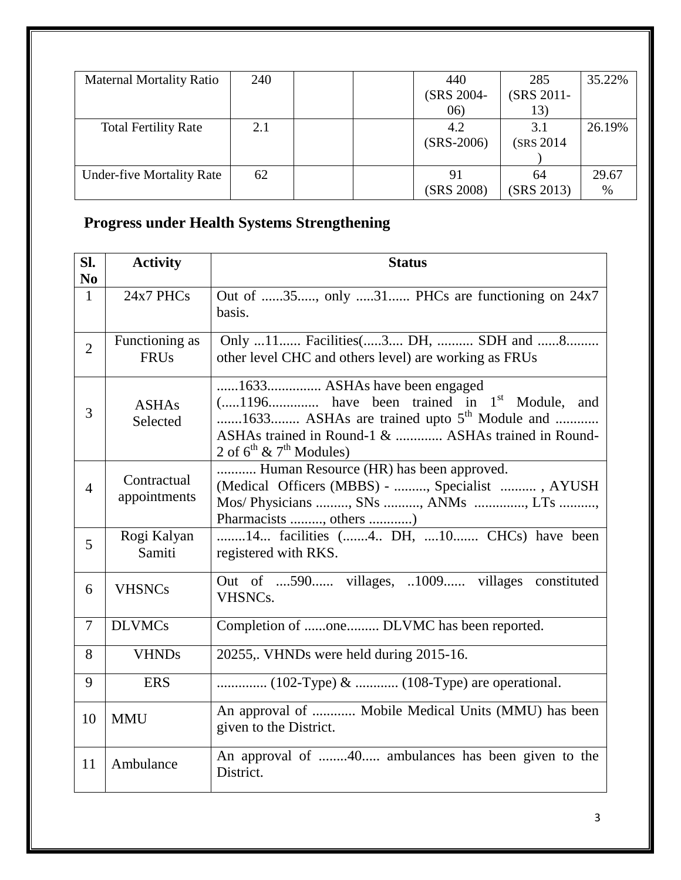| Maternal Mortality Ratio | 240 | | | 440 (SRS 2004-06) | 285 (SRS 2011-13) | 35.22% |
|---|---|---|---|---|---|---|
| Total Fertility Rate | 2.1 | | | 4.2 (SRS-2006) | 3.1 (SRS 2014 ) | 26.19% |
| Under-five Mortality Rate | 62 | | | 91 (SRS 2008) | 64 (SRS 2013) | 29.67 % |

## Progress under Health Systems Strengthening

| Sl. No | Activity | Status |
|---|---|---|
| 1 | 24x7 PHCs | Out of ......35....., only .....31...... PHCs are functioning on 24x7 basis. |
| 2 | Functioning as FRUs | Only ...11...... Facilities(.....3.... DH, .......... SDH and ......8......... other level CHC and others level) are working as FRUs |
| 3 | ASHAs Selected | ......1633............... ASHAs have been engaged (.....1196.............. have been trained in 1st Module, and .......1633........ ASHAs are trained upto 5th Module and ............ ASHAs trained in Round-1 & ............. ASHAs trained in Round-2 of 6th & 7th Modules) |
| 4 | Contractual appointments | ........... Human Resource (HR) has been approved. (Medical Officers (MBBS) - ........., Specialist .......... , AYUSH Mos/ Physicians ........., SNs .........., ANMs .............., LTs .........., Pharmacists ........., others ............) |
| 5 | Rogi Kalyan Samiti | ........14... facilities (.......4.. DH, ....10....... CHCs) have been registered with RKS. |
| 6 | VHSNCs | Out of ....590...... villages, ..1009...... villages constituted VHSNCs. |
| 7 | DLVMCs | Completion of ......one......... DLVMC has been reported. |
| 8 | VHNDs | 20255,. VHNDs were held during 2015-16. |
| 9 | ERS | .............. (102-Type) & ............ (108-Type) are operational. |
| 10 | MMU | An approval of ............ Mobile Medical Units (MMU) has been given to the District. |
| 11 | Ambulance | An approval of ........40..... ambulances has been given to the District. |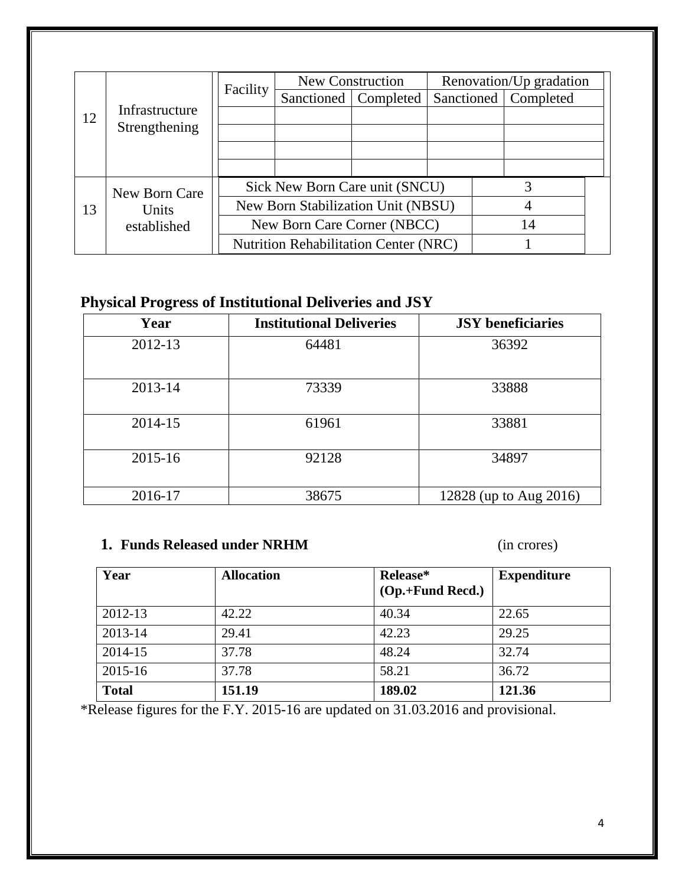| 12 | Infrastructure Strengthening | Facility | New Construction | | Renovation/Up gradation | |
|---|---|---|---|---|---|---|
| | | | Sanctioned | Completed | Sanctioned | Completed |
| | | | | | | |
| | | | | | | |
| | | | | | | |
| | | | | | | |

| 13 | New Born Care Units established | | |
|---|---|---|---|
| | | Sick New Born Care unit (SNCU) | 3 |
| | | New Born Stabilization Unit (NBSU) | 4 |
| | | New Born Care Corner (NBCC) | 14 |
| | | Nutrition Rehabilitation Center (NRC) | 1 |

## Physical Progress of Institutional Deliveries and JSY

| Year | Institutional Deliveries | JSY beneficiaries |
|---|---|---|
| 2012-13 | 64481 | 36392 |
| 2013-14 | 73339 | 33888 |
| 2014-15 | 61961 | 33881 |
| 2015-16 | 92128 | 34897 |
| 2016-17 | 38675 | 12828 (up to Aug 2016) |

### 1. Funds Released under NRHM (in crores)

| Year | Allocation | Release* (Op.+Fund Recd.) | Expenditure |
|---|---|---|---|
| 2012-13 | 42.22 | 40.34 | 22.65 |
| 2013-14 | 29.41 | 42.23 | 29.25 |
| 2014-15 | 37.78 | 48.24 | 32.74 |
| 2015-16 | 37.78 | 58.21 | 36.72 |
| **Total** | **151.19** | **189.02** | **121.36** |

*Release figures for the F.Y. 2015-16 are updated on 31.03.2016 and provisional.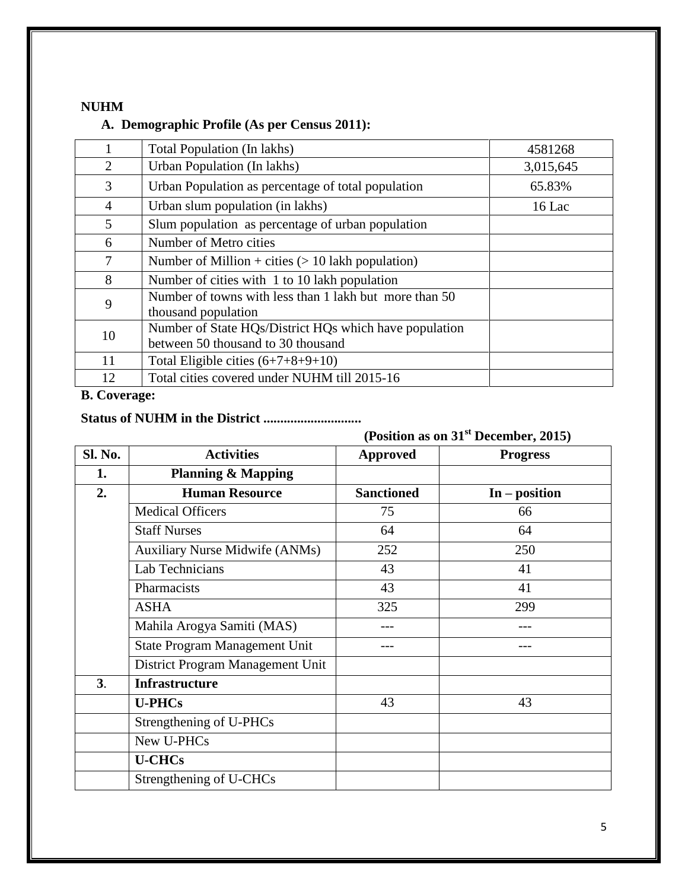**NUHM**

**A. Demographic Profile (As per Census 2011):**

| | | |
|---|---|---|
| 1 | Total Population (In lakhs) | 4581268 |
| 2 | Urban Population (In lakhs) | 3,015,645 |
| 3 | Urban Population as percentage of total population | 65.83% |
| 4 | Urban slum population (in lakhs) | 16 Lac |
| 5 | Slum population as percentage of urban population | |
| 6 | Number of Metro cities | |
| 7 | Number of Million + cities (> 10 lakh population) | |
| 8 | Number of cities with 1 to 10 lakh population | |
| 9 | Number of towns with less than 1 lakh but more than 50 thousand population | |
| 10 | Number of State HQs/District HQs which have population between 50 thousand to 30 thousand | |
| 11 | Total Eligible cities (6+7+8+9+10) | |
| 12 | Total cities covered under NUHM till 2015-16 | |

**B. Coverage:**

**Status of NUHM in the District ............................**

**(Position as on 31st December, 2015)**

| Sl. No. | Activities | Approved | Progress |
|---|---|---|---|
| **1.** | **Planning & Mapping** | | |
| **2.** | **Human Resource** | **Sanctioned** | **In – position** |
| | Medical Officers | 75 | 66 |
| | Staff Nurses | 64 | 64 |
| | Auxiliary Nurse Midwife (ANMs) | 252 | 250 |
| | Lab Technicians | 43 | 41 |
| | Pharmacists | 43 | 41 |
| | ASHA | 325 | 299 |
| | Mahila Arogya Samiti (MAS) | --- | --- |
| | State Program Management Unit | --- | --- |
| | District Program Management Unit | | |
| **3**. | **Infrastructure** | | |
| | **U-PHCs** | 43 | 43 |
| | Strengthening of U-PHCs | | |
| | New U-PHCs | | |
| | **U-CHCs** | | |
| | Strengthening of U-CHCs | | |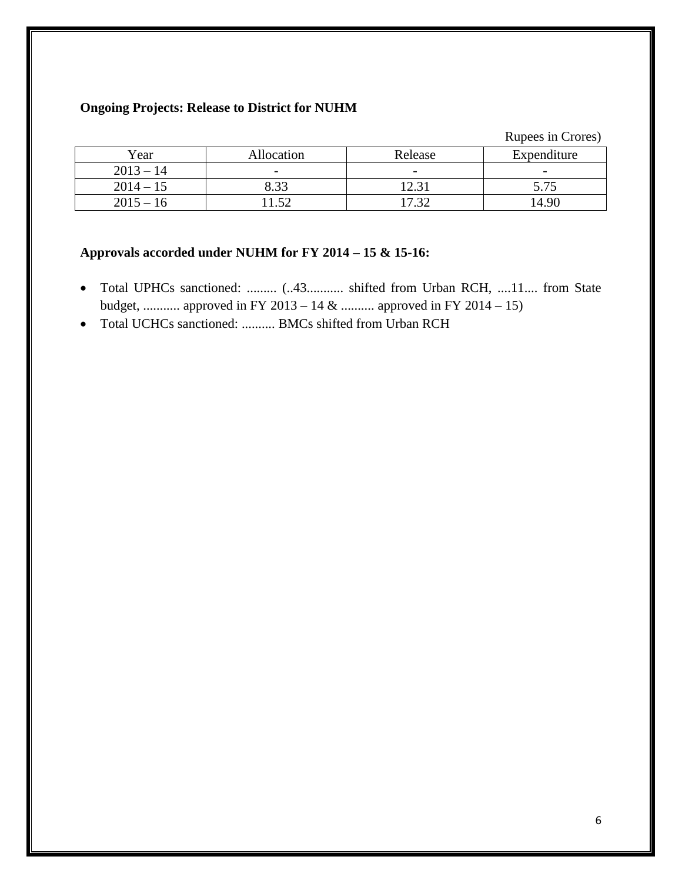**Ongoing Projects: Release to District for NUHM**

Rupees in Crores)

| Year | Allocation | Release | Expenditure |
|---|---|---|---|
| 2013 – 14 | - | - | - |
| 2014 – 15 | 8.33 | 12.31 | 5.75 |
| 2015 – 16 | 11.52 | 17.32 | 14.90 |

**Approvals accorded under NUHM for FY 2014 – 15 & 15-16:**

- Total UPHCs sanctioned: ......... (..43........... shifted from Urban RCH, ....11.... from State budget, ........... approved in FY 2013 – 14 & .......... approved in FY 2014 – 15)
- Total UCHCs sanctioned: .......... BMCs shifted from Urban RCH